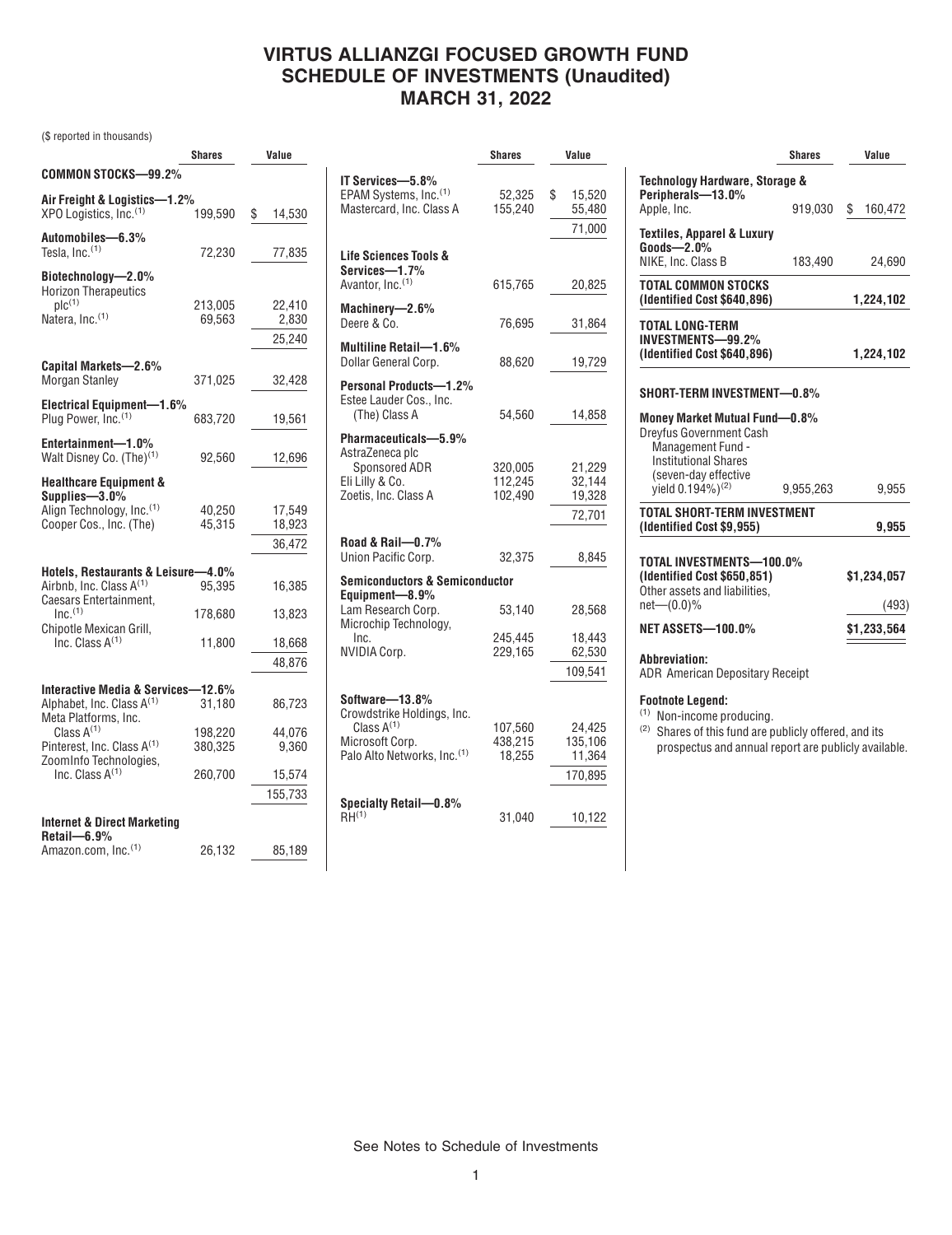# VIRTUS ALLIANZGI FOCUSED GROWTH FUND
# SCHEDULE OF INVESTMENTS (Unaudited)
# MARCH 31, 2022

($ reported in thousands)

| | Shares | Value |
|---|---|---|
| **COMMON STOCKS—99.2%** | | |
| **Air Freight & Logistics—1.2%** | | |
| XPO Logistics, Inc.[1] | 199,590 | $ 14,530 |
| **Automobiles—6.3%** | | |
| Tesla, Inc.[1] | 72,230 | 77,835 |
| **Biotechnology—2.0%** | | |
| Horizon Therapeutics plc[1] | 213,005 | 22,410 |
| Natera, Inc.[1] | 69,563 | 2,830 |
| | | 25,240 |
| **Capital Markets—2.6%** | | |
| Morgan Stanley | 371,025 | 32,428 |
| **Electrical Equipment—1.6%** | | |
| Plug Power, Inc.[1] | 683,720 | 19,561 |
| **Entertainment—1.0%** | | |
| Walt Disney Co. (The)[1] | 92,560 | 12,696 |
| **Healthcare Equipment & Supplies—3.0%** | | |
| Align Technology, Inc.[1] | 40,250 | 17,549 |
| Cooper Cos., Inc. (The) | 45,315 | 18,923 |
| | | 36,472 |
| **Hotels, Restaurants & Leisure—4.0%** | | |
| Airbnb, Inc. Class A[1] | 95,395 | 16,385 |
| Caesars Entertainment, Inc.[1] | 178,680 | 13,823 |
| Chipotle Mexican Grill, Inc. Class A[1] | 11,800 | 18,668 |
| | | 48,876 |
| **Interactive Media & Services—12.6%** | | |
| Alphabet, Inc. Class A[1] | 31,180 | 86,723 |
| Meta Platforms, Inc. Class A[1] | 198,220 | 44,076 |
| Pinterest, Inc. Class A[1] | 380,325 | 9,360 |
| ZoomInfo Technologies, Inc. Class A[1] | 260,700 | 15,574 |
| | | 155,733 |
| **Internet & Direct Marketing Retail—6.9%** | | |
| Amazon.com, Inc.[1] | 26,132 | 85,189 |
| **IT Services—5.8%** | | |
| EPAM Systems, Inc.[1] | 52,325 | $ 15,520 |
| Mastercard, Inc. Class A | 155,240 | 55,480 |
| | | 71,000 |
| **Life Sciences Tools & Services—1.7%** | | |
| Avantor, Inc.[1] | 615,765 | 20,825 |
| **Machinery—2.6%** | | |
| Deere & Co. | 76,695 | 31,864 |
| **Multiline Retail—1.6%** | | |
| Dollar General Corp. | 88,620 | 19,729 |
| **Personal Products—1.2%** | | |
| Estee Lauder Cos., Inc. (The) Class A | 54,560 | 14,858 |
| **Pharmaceuticals—5.9%** | | |
| AstraZeneca plc Sponsored ADR | 320,005 | 21,229 |
| Eli Lilly & Co. | 112,245 | 32,144 |
| Zoetis, Inc. Class A | 102,490 | 19,328 |
| | | 72,701 |
| **Road & Rail—0.7%** | | |
| Union Pacific Corp. | 32,375 | 8,845 |
| **Semiconductors & Semiconductor Equipment—8.9%** | | |
| Lam Research Corp. | 53,140 | 28,568 |
| Microchip Technology, Inc. | 245,445 | 18,443 |
| NVIDIA Corp. | 229,165 | 62,530 |
| | | 109,541 |
| **Software—13.8%** | | |
| Crowdstrike Holdings, Inc. Class A[1] | 107,560 | 24,425 |
| Microsoft Corp. | 438,215 | 135,106 |
| Palo Alto Networks, Inc.[1] | 18,255 | 11,364 |
| | | 170,895 |
| **Specialty Retail—0.8%** | | |
| RH[1] | 31,040 | 10,122 |
| **Technology Hardware, Storage & Peripherals—13.0%** | | |
| Apple, Inc. | 919,030 | $ 160,472 |
| **Textiles, Apparel & Luxury Goods—2.0%** | | |
| NIKE, Inc. Class B | 183,490 | 24,690 |
| **TOTAL COMMON STOCKS (Identified Cost $640,896)** | | **1,224,102** |
| **TOTAL LONG-TERM INVESTMENTS—99.2% (Identified Cost $640,896)** | | **1,224,102** |
| **SHORT-TERM INVESTMENT—0.8%** | | |
| **Money Market Mutual Fund—0.8%** | | |
| Dreyfus Government Cash Management Fund - Institutional Shares (seven-day effective yield 0.194%)[2] | 9,955,263 | 9,955 |
| **TOTAL SHORT-TERM INVESTMENT (Identified Cost $9,955)** | | **9,955** |
| **TOTAL INVESTMENTS—100.0% (Identified Cost $650,851)** | | **$1,234,057** |
| Other assets and liabilities, net—(0.0)% | | (493) |
| **NET ASSETS—100.0%** | | **$1,233,564** |

**Abbreviation:**
ADR American Depositary Receipt

**Footnote Legend:**
[1] Non-income producing.
[2] Shares of this fund are publicly offered, and its prospectus and annual report are publicly available.

See Notes to Schedule of Investments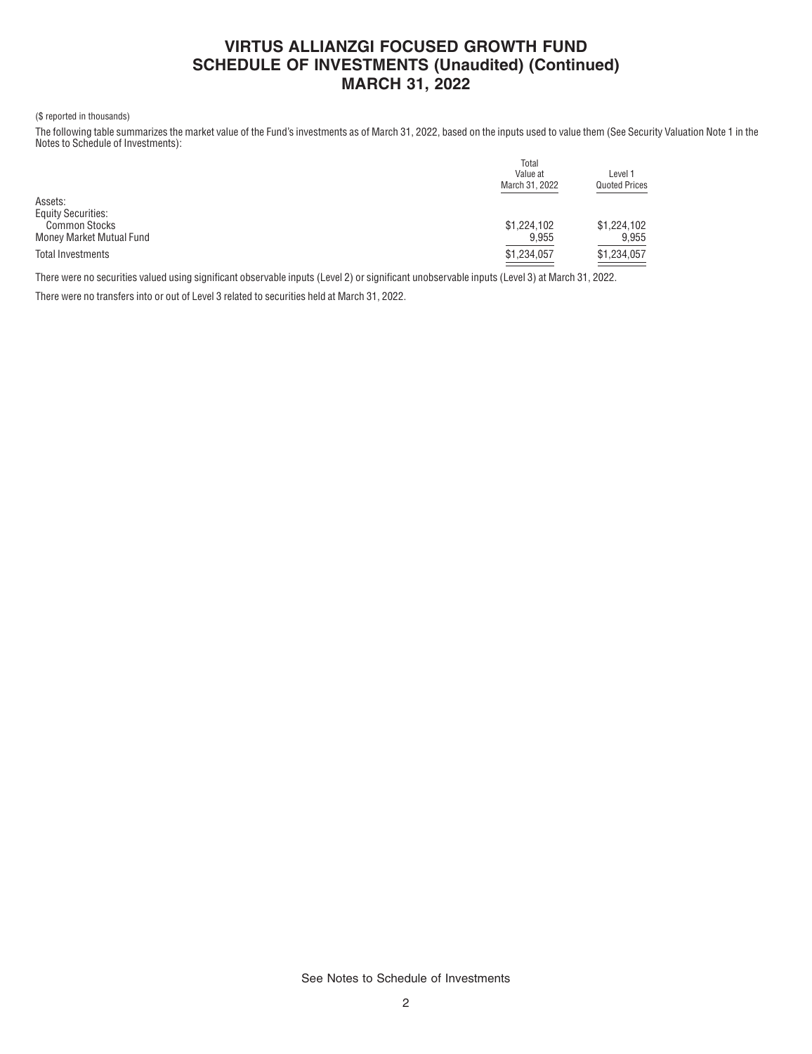# VIRTUS ALLIANZGI FOCUSED GROWTH FUND
## SCHEDULE OF INVESTMENTS (Unaudited) (Continued)
## MARCH 31, 2022

($ reported in thousands)

The following table summarizes the market value of the Fund's investments as of March 31, 2022, based on the inputs used to value them (See Security Valuation Note 1 in the Notes to Schedule of Investments):

| | Total Value at March 31, 2022 | Level 1 Quoted Prices |
|---|---|---|
| Assets: | | |
| Equity Securities: | | |
| Common Stocks | $1,224,102 | $1,224,102 |
| Money Market Mutual Fund | 9,955 | 9,955 |
| Total Investments | $1,234,057 | $1,234,057 |

There were no securities valued using significant observable inputs (Level 2) or significant unobservable inputs (Level 3) at March 31, 2022.

There were no transfers into or out of Level 3 related to securities held at March 31, 2022.

See Notes to Schedule of Investments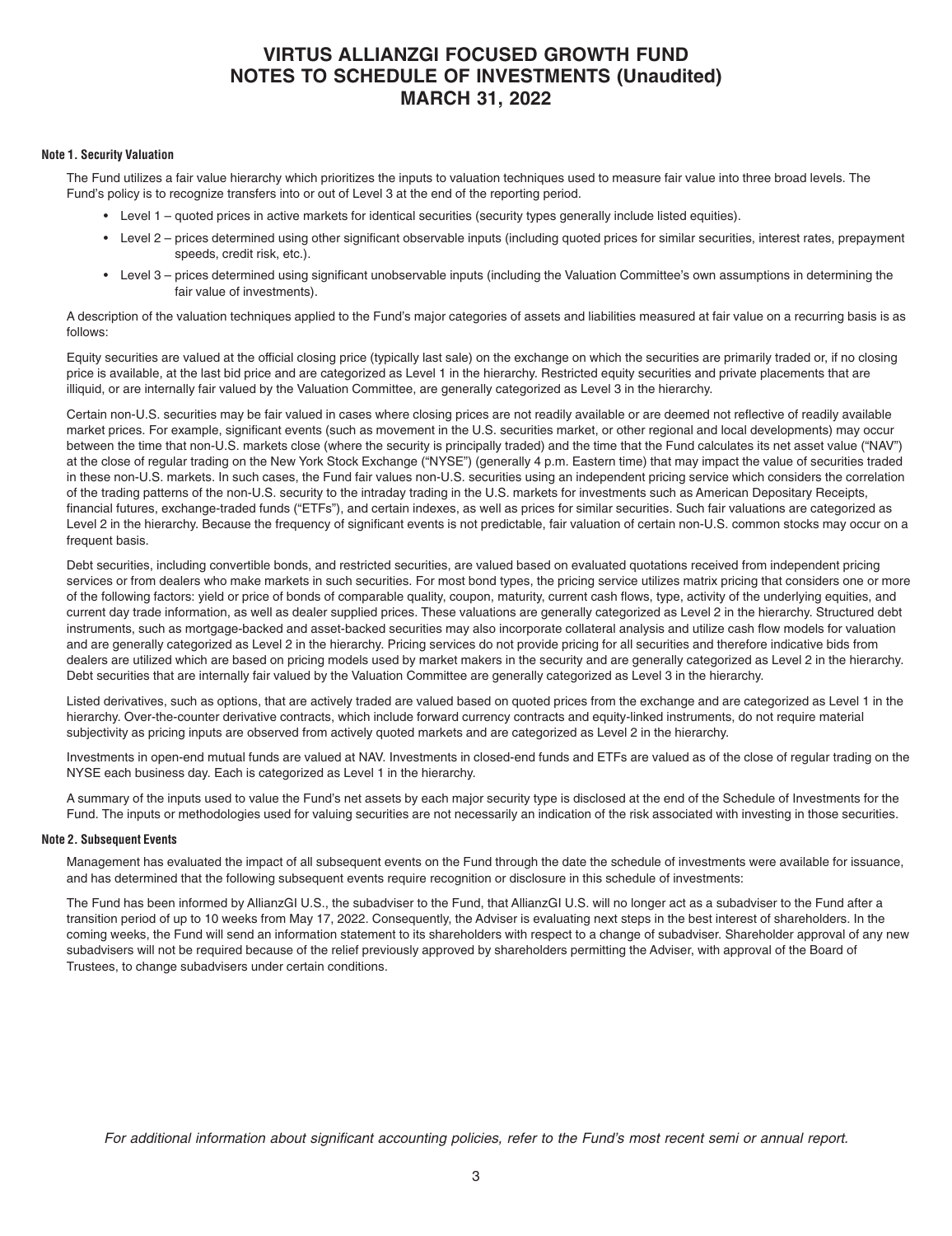# VIRTUS ALLIANZGI FOCUSED GROWTH FUND
# NOTES TO SCHEDULE OF INVESTMENTS (Unaudited)
# MARCH 31, 2022

**Note 1. Security Valuation**

The Fund utilizes a fair value hierarchy which prioritizes the inputs to valuation techniques used to measure fair value into three broad levels. The Fund's policy is to recognize transfers into or out of Level 3 at the end of the reporting period.

- Level 1 – quoted prices in active markets for identical securities (security types generally include listed equities).
- Level 2 – prices determined using other significant observable inputs (including quoted prices for similar securities, interest rates, prepayment speeds, credit risk, etc.).
- Level 3 – prices determined using significant unobservable inputs (including the Valuation Committee's own assumptions in determining the fair value of investments).

A description of the valuation techniques applied to the Fund's major categories of assets and liabilities measured at fair value on a recurring basis is as follows:

Equity securities are valued at the official closing price (typically last sale) on the exchange on which the securities are primarily traded or, if no closing price is available, at the last bid price and are categorized as Level 1 in the hierarchy. Restricted equity securities and private placements that are illiquid, or are internally fair valued by the Valuation Committee, are generally categorized as Level 3 in the hierarchy.

Certain non-U.S. securities may be fair valued in cases where closing prices are not readily available or are deemed not reflective of readily available market prices. For example, significant events (such as movement in the U.S. securities market, or other regional and local developments) may occur between the time that non-U.S. markets close (where the security is principally traded) and the time that the Fund calculates its net asset value ("NAV") at the close of regular trading on the New York Stock Exchange ("NYSE") (generally 4 p.m. Eastern time) that may impact the value of securities traded in these non-U.S. markets. In such cases, the Fund fair values non-U.S. securities using an independent pricing service which considers the correlation of the trading patterns of the non-U.S. security to the intraday trading in the U.S. markets for investments such as American Depositary Receipts, financial futures, exchange-traded funds ("ETFs"), and certain indexes, as well as prices for similar securities. Such fair valuations are categorized as Level 2 in the hierarchy. Because the frequency of significant events is not predictable, fair valuation of certain non-U.S. common stocks may occur on a frequent basis.

Debt securities, including convertible bonds, and restricted securities, are valued based on evaluated quotations received from independent pricing services or from dealers who make markets in such securities. For most bond types, the pricing service utilizes matrix pricing that considers one or more of the following factors: yield or price of bonds of comparable quality, coupon, maturity, current cash flows, type, activity of the underlying equities, and current day trade information, as well as dealer supplied prices. These valuations are generally categorized as Level 2 in the hierarchy. Structured debt instruments, such as mortgage-backed and asset-backed securities may also incorporate collateral analysis and utilize cash flow models for valuation and are generally categorized as Level 2 in the hierarchy. Pricing services do not provide pricing for all securities and therefore indicative bids from dealers are utilized which are based on pricing models used by market makers in the security and are generally categorized as Level 2 in the hierarchy. Debt securities that are internally fair valued by the Valuation Committee are generally categorized as Level 3 in the hierarchy.

Listed derivatives, such as options, that are actively traded are valued based on quoted prices from the exchange and are categorized as Level 1 in the hierarchy. Over-the-counter derivative contracts, which include forward currency contracts and equity-linked instruments, do not require material subjectivity as pricing inputs are observed from actively quoted markets and are categorized as Level 2 in the hierarchy.

Investments in open-end mutual funds are valued at NAV. Investments in closed-end funds and ETFs are valued as of the close of regular trading on the NYSE each business day. Each is categorized as Level 1 in the hierarchy.

A summary of the inputs used to value the Fund's net assets by each major security type is disclosed at the end of the Schedule of Investments for the Fund. The inputs or methodologies used for valuing securities are not necessarily an indication of the risk associated with investing in those securities.

**Note 2. Subsequent Events**

Management has evaluated the impact of all subsequent events on the Fund through the date the schedule of investments were available for issuance, and has determined that the following subsequent events require recognition or disclosure in this schedule of investments:

The Fund has been informed by AllianzGI U.S., the subadviser to the Fund, that AllianzGI U.S. will no longer act as a subadviser to the Fund after a transition period of up to 10 weeks from May 17, 2022. Consequently, the Adviser is evaluating next steps in the best interest of shareholders. In the coming weeks, the Fund will send an information statement to its shareholders with respect to a change of subadviser. Shareholder approval of any new subadvisers will not be required because of the relief previously approved by shareholders permitting the Adviser, with approval of the Board of Trustees, to change subadvisers under certain conditions.

*For additional information about significant accounting policies, refer to the Fund's most recent semi or annual report.*